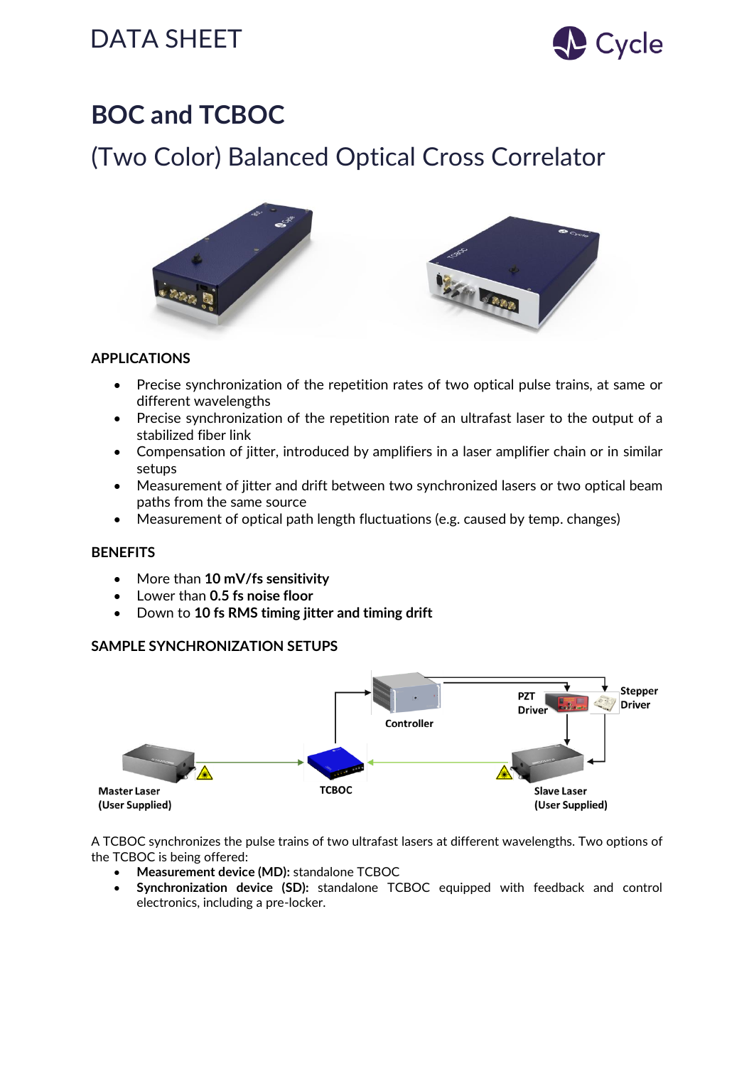DATA SHEET

# BOC and TCBOC

## (Two Color) Balanced Optical Cross Correlator

### APPLICATIONS

- Precise synchronization of the repetition rates of two optical pulse trains, at same or different wavelengths
- Precise synchronization of the repetition rate of an ultrafast laser to the output of a stabilized fiber link
- Compensation of jitter, introduced by amplifiers in a laser amplifier chain or in similar setups
- Measurement of jitter and drift between two synchronized lasers or two optical beam paths from the same source
- Measurement of optical path length fluctuations (e.g. caused by temp. changes)

### BENEFITS

- More than **10 mV/fs sensitivity**
- Lower than **0.5 fs noise floor**
- Down to **10 fs RMS timing jitter and timing drift**

### SAMPLE SYNCHRONIZATION SETUPS

Controller

PZT Driver

Stepper Driver

Master Laser (User Supplied)

TCBOC

Slave Laser (User Supplied)

A TCBOC synchronizes the pulse trains of two ultrafast lasers at different wavelengths. Two options of the TCBOC is being offered:

- **Measurement device (MD):** standalone TCBOC
- **Synchronization device (SD):** standalone TCBOC equipped with feedback and control electronics, including a pre-locker.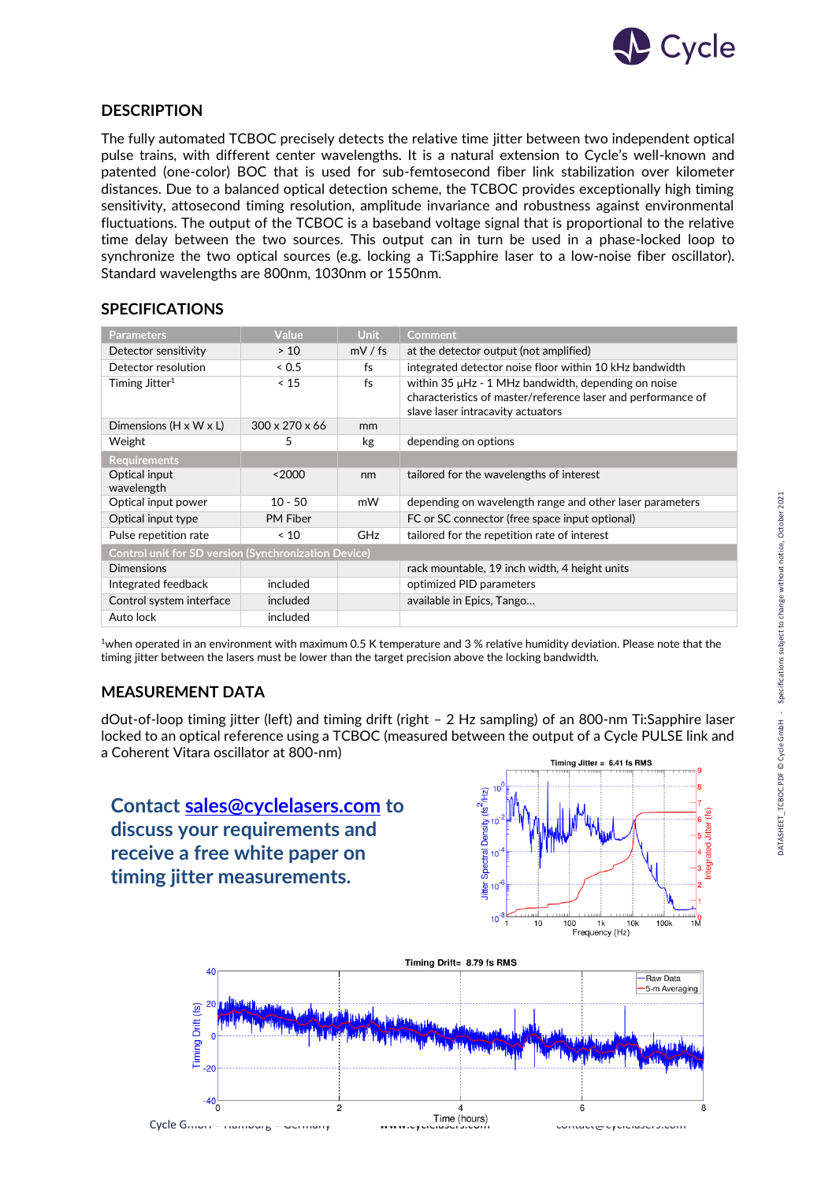## DESCRIPTION

The fully automated TCBOC precisely detects the relative time jitter between two independent optical pulse trains, with different center wavelengths. It is a natural extension to Cycle's well-known and patented (one-color) BOC that is used for sub-femtosecond fiber link stabilization over kilometer distances. Due to a balanced optical detection scheme, the TCBOC provides exceptionally high timing sensitivity, attosecond timing resolution, amplitude invariance and robustness against environmental fluctuations. The output of the TCBOC is a baseband voltage signal that is proportional to the relative time delay between the two sources. This output can in turn be used in a phase-locked loop to synchronize the two optical sources (e.g. locking a Ti:Sapphire laser to a low-noise fiber oscillator). Standard wavelengths are 800nm, 1030nm or 1550nm.

## SPECIFICATIONS

| Parameters | Value | Unit | Comment |
|---|---|---|---|
| Detector sensitivity | > 10 | mV / fs | at the detector output (not amplified) |
| Detector resolution | < 0.5 | fs | integrated detector noise floor within 10 kHz bandwidth |
| Timing Jitter[1] | < 15 | fs | within 35 μHz - 1 MHz bandwidth, depending on noise characteristics of master/reference laser and performance of slave laser intracavity actuators |
| Dimensions (H x W x L) | 300 x 270 x 66 | mm | |
| Weight | 5 | kg | depending on options |
| **Requirements** | | | |
| Optical input wavelength | <2000 | nm | tailored for the wavelengths of interest |
| Optical input power | 10 - 50 | mW | depending on wavelength range and other laser parameters |
| Optical input type | PM Fiber | | FC or SC connector (free space input optional) |
| Pulse repetition rate | < 10 | GHz | tailored for the repetition rate of interest |
| **Control unit for SD version (Synchronization Device)** | | | |
| Dimensions | | | rack mountable, 19 inch width, 4 height units |
| Integrated feedback | included | | optimized PID parameters |
| Control system interface | included | | available in Epics, Tango… |
| Auto lock | included | | |

[1]when operated in an environment with maximum 0.5 K temperature and 3 % relative humidity deviation. Please note that the timing jitter between the lasers must be lower than the target precision above the locking bandwidth.

## MEASUREMENT DATA

dOut-of-loop timing jitter (left) and timing drift (right – 2 Hz sampling) of an 800-nm Ti:Sapphire laser locked to an optical reference using a TCBOC (measured between the output of a Cycle PULSE link and a Coherent Vitara oscillator at 800-nm)

**Contact sales@cyclelasers.com to discuss your requirements and receive a free white paper on timing jitter measurements.**

Timing Jitter = 6.41 fs RMS

Jitter Spectral Density (fs²/Hz)

Integrated Jitter (fs)

Frequency (Hz)

Timing Drift= 8.79 fs RMS

Raw Data

5-m Averaging

Timing Drift (fs)

Time (hours)